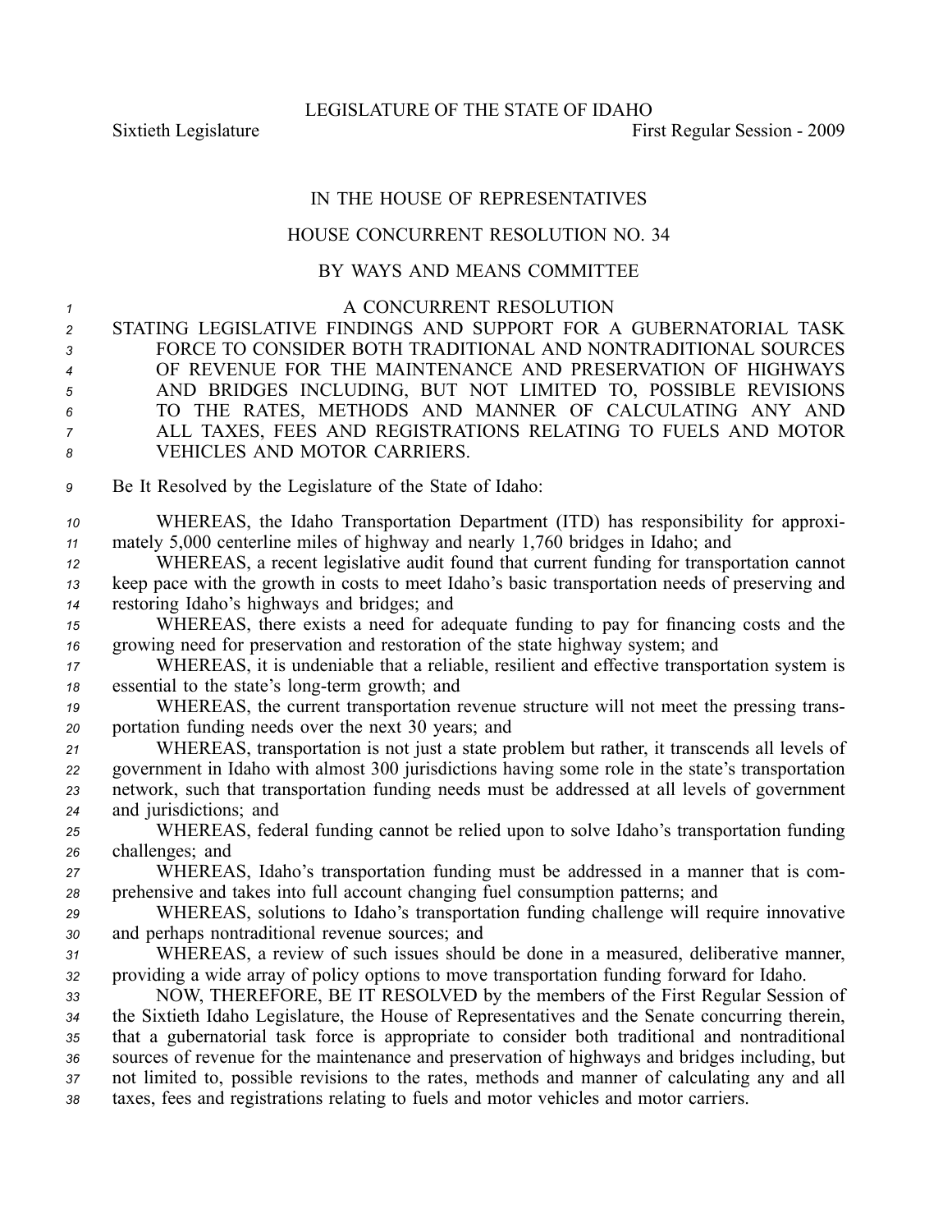LEGISLATURE OF THE STATE OF IDAHO

Sixtieth Legislature                                                                                    First Regular Session - 2009

# IN THE HOUSE OF REPRESENTATIVES

## HOUSE CONCURRENT RESOLUTION NO. 34

### BY WAYS AND MEANS COMMITTEE

A CONCURRENT RESOLUTION

STATING LEGISLATIVE FINDINGS AND SUPPORT FOR A GUBERNATORIAL TASK FORCE TO CONSIDER BOTH TRADITIONAL AND NONTRADITIONAL SOURCES OF REVENUE FOR THE MAINTENANCE AND PRESERVATION OF HIGHWAYS AND BRIDGES INCLUDING, BUT NOT LIMITED TO, POSSIBLE REVISIONS TO THE RATES, METHODS AND MANNER OF CALCULATING ANY AND ALL TAXES, FEES AND REGISTRATIONS RELATING TO FUELS AND MOTOR VEHICLES AND MOTOR CARRIERS.

Be It Resolved by the Legislature of the State of Idaho:

WHEREAS, the Idaho Transportation Department (ITD) has responsibility for approximately 5,000 centerline miles of highway and nearly 1,760 bridges in Idaho; and

WHEREAS, a recent legislative audit found that current funding for transportation cannot keep pace with the growth in costs to meet Idaho's basic transportation needs of preserving and restoring Idaho's highways and bridges; and

WHEREAS, there exists a need for adequate funding to pay for financing costs and the growing need for preservation and restoration of the state highway system; and

WHEREAS, it is undeniable that a reliable, resilient and effective transportation system is essential to the state's long-term growth; and

WHEREAS, the current transportation revenue structure will not meet the pressing transportation funding needs over the next 30 years; and

WHEREAS, transportation is not just a state problem but rather, it transcends all levels of government in Idaho with almost 300 jurisdictions having some role in the state's transportation network, such that transportation funding needs must be addressed at all levels of government and jurisdictions; and

WHEREAS, federal funding cannot be relied upon to solve Idaho's transportation funding challenges; and

WHEREAS, Idaho's transportation funding must be addressed in a manner that is comprehensive and takes into full account changing fuel consumption patterns; and

WHEREAS, solutions to Idaho's transportation funding challenge will require innovative and perhaps nontraditional revenue sources; and

WHEREAS, a review of such issues should be done in a measured, deliberative manner, providing a wide array of policy options to move transportation funding forward for Idaho.

NOW, THEREFORE, BE IT RESOLVED by the members of the First Regular Session of the Sixtieth Idaho Legislature, the House of Representatives and the Senate concurring therein, that a gubernatorial task force is appropriate to consider both traditional and nontraditional sources of revenue for the maintenance and preservation of highways and bridges including, but not limited to, possible revisions to the rates, methods and manner of calculating any and all taxes, fees and registrations relating to fuels and motor vehicles and motor carriers.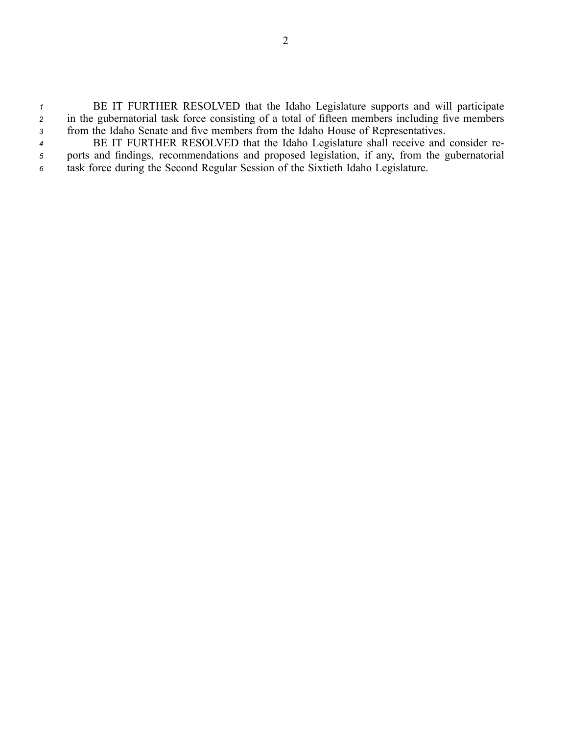BE IT FURTHER RESOLVED that the Idaho Legislature supports and will participate in the gubernatorial task force consisting of a total of fifteen members including five members from the Idaho Senate and five members from the Idaho House of Representatives.

BE IT FURTHER RESOLVED that the Idaho Legislature shall receive and consider reports and findings, recommendations and proposed legislation, if any, from the gubernatorial task force during the Second Regular Session of the Sixtieth Idaho Legislature.